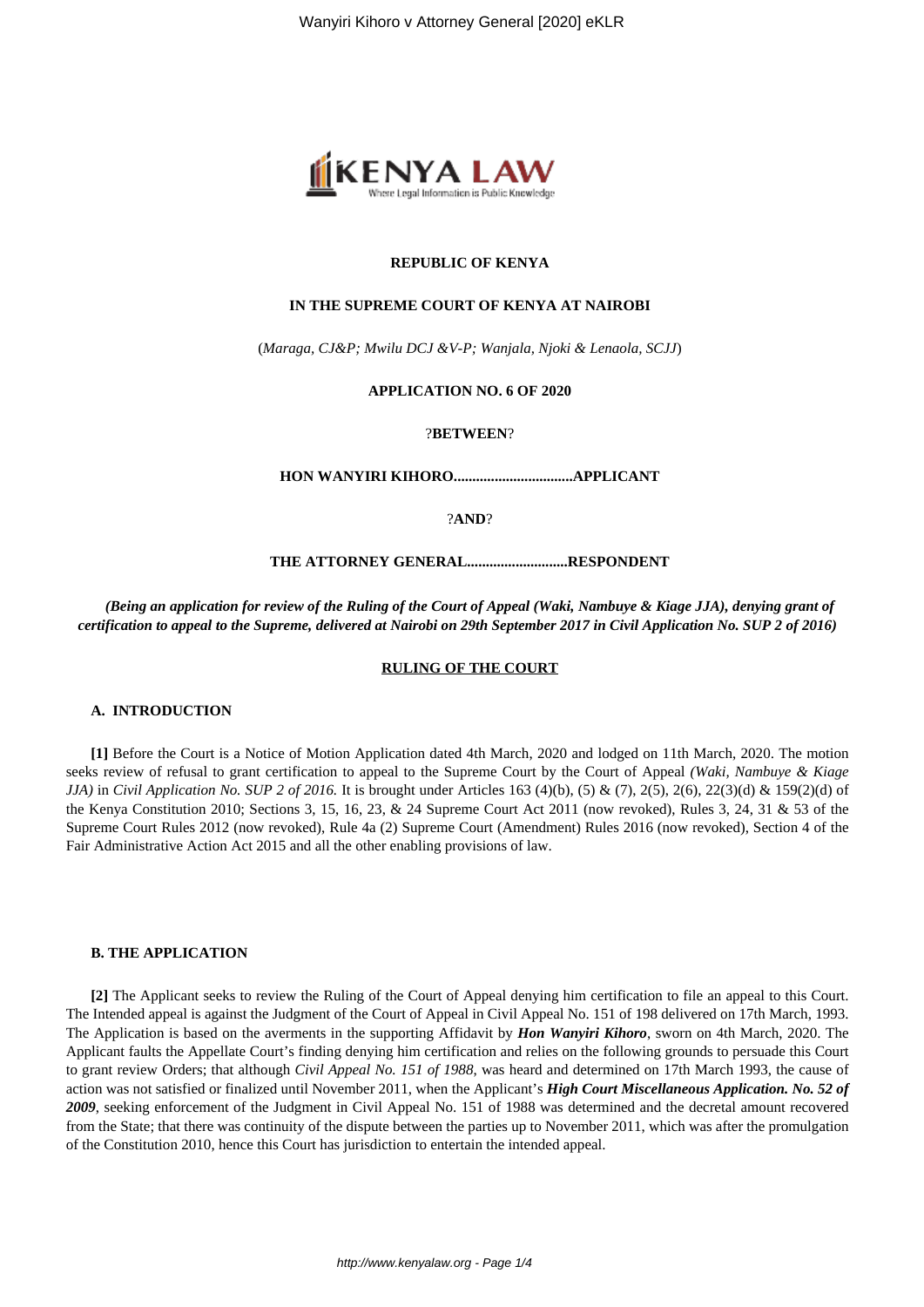**REPUBLIC OF KENYA**

**IN THE SUPREME COURT OF KENYA AT NAIROBI**

(*Maraga, CJ&P; Mwilu DCJ &V-P; Wanjala, Njoki & Lenaola, SCJJ*)

**APPLICATION NO. 6 OF 2020**

?**BETWEEN**?

**HON WANYIRI KIHORO................................APPLICANT**

?**AND**?

**THE ATTORNEY GENERAL...........................RESPONDENT**

***(Being an application for review of the Ruling of the Court of Appeal (Waki, Nambuye & Kiage JJA), denying grant of certification to appeal to the Supreme, delivered at Nairobi on 29th September 2017 in Civil Application No. SUP 2 of 2016)***

**RULING OF THE COURT**

**A. INTRODUCTION**

**[1]** Before the Court is a Notice of Motion Application dated 4th March, 2020 and lodged on 11th March, 2020. The motion seeks review of refusal to grant certification to appeal to the Supreme Court by the Court of Appeal *(Waki, Nambuye & Kiage JJA)* in *Civil Application No. SUP 2 of 2016.* It is brought under Articles 163 (4)(b), (5) & (7), 2(5), 2(6), 22(3)(d) & 159(2)(d) of the Kenya Constitution 2010; Sections 3, 15, 16, 23, & 24 Supreme Court Act 2011 (now revoked), Rules 3, 24, 31 & 53 of the Supreme Court Rules 2012 (now revoked), Rule 4a (2) Supreme Court (Amendment) Rules 2016 (now revoked), Section 4 of the Fair Administrative Action Act 2015 and all the other enabling provisions of law.

**B. THE APPLICATION**

**[2]** The Applicant seeks to review the Ruling of the Court of Appeal denying him certification to file an appeal to this Court. The Intended appeal is against the Judgment of the Court of Appeal in Civil Appeal No. 151 of 198 delivered on 17th March, 1993. The Application is based on the averments in the supporting Affidavit by ***Hon Wanyiri Kihoro***, sworn on 4th March, 2020. The Applicant faults the Appellate Court's finding denying him certification and relies on the following grounds to persuade this Court to grant review Orders; that although *Civil Appeal No. 151 of 1988,* was heard and determined on 17th March 1993, the cause of action was not satisfied or finalized until November 2011, when the Applicant's ***High Court Miscellaneous Application. No. 52 of 2009***, seeking enforcement of the Judgment in Civil Appeal No. 151 of 1988 was determined and the decretal amount recovered from the State; that there was continuity of the dispute between the parties up to November 2011, which was after the promulgation of the Constitution 2010, hence this Court has jurisdiction to entertain the intended appeal.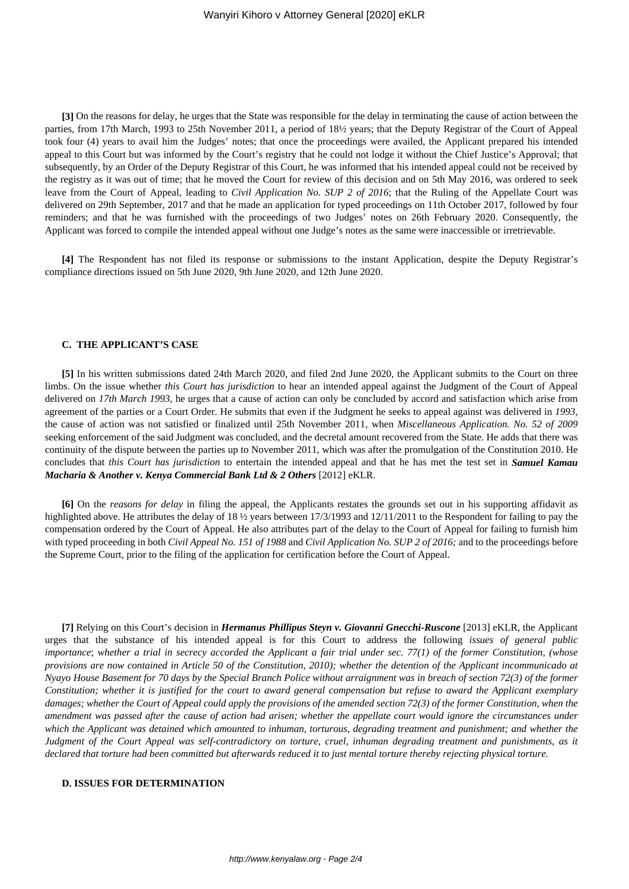**[3]** On the reasons for delay, he urges that the State was responsible for the delay in terminating the cause of action between the parties, from 17th March, 1993 to 25th November 2011, a period of 18½ years; that the Deputy Registrar of the Court of Appeal took four (4) years to avail him the Judges' notes; that once the proceedings were availed, the Applicant prepared his intended appeal to this Court but was informed by the Court's registry that he could not lodge it without the Chief Justice's Approval; that subsequently, by an Order of the Deputy Registrar of this Court, he was informed that his intended appeal could not be received by the registry as it was out of time; that he moved the Court for review of this decision and on 5th May 2016, was ordered to seek leave from the Court of Appeal, leading to *Civil Application No. SUP 2 of 2016*; that the Ruling of the Appellate Court was delivered on 29th September, 2017 and that he made an application for typed proceedings on 11th October 2017, followed by four reminders; and that he was furnished with the proceedings of two Judges' notes on 26th February 2020. Consequently, the Applicant was forced to compile the intended appeal without one Judge's notes as the same were inaccessible or irretrievable.

**[4]** The Respondent has not filed its response or submissions to the instant Application, despite the Deputy Registrar's compliance directions issued on 5th June 2020, 9th June 2020, and 12th June 2020.

### C. THE APPLICANT'S CASE

**[5]** In his written submissions dated 24th March 2020, and filed 2nd June 2020, the Applicant submits to the Court on three limbs. On the issue whether *this Court has jurisdiction* to hear an intended appeal against the Judgment of the Court of Appeal delivered on *17th March 1993*, he urges that a cause of action can only be concluded by accord and satisfaction which arise from agreement of the parties or a Court Order. He submits that even if the Judgment he seeks to appeal against was delivered in *1993*, the cause of action was not satisfied or finalized until 25th November 2011, when *Miscellaneous Application. No. 52 of 2009* seeking enforcement of the said Judgment was concluded, and the decretal amount recovered from the State. He adds that there was continuity of the dispute between the parties up to November 2011, which was after the promulgation of the Constitution 2010. He concludes that *this Court has jurisdiction* to entertain the intended appeal and that he has met the test set in ***Samuel Kamau Macharia & Another v. Kenya Commercial Bank Ltd & 2 Others*** [2012] eKLR.

**[6]** On the *reasons for delay* in filing the appeal, the Applicants restates the grounds set out in his supporting affidavit as highlighted above. He attributes the delay of 18 ½ years between 17/3/1993 and 12/11/2011 to the Respondent for failing to pay the compensation ordered by the Court of Appeal. He also attributes part of the delay to the Court of Appeal for failing to furnish him with typed proceeding in both *Civil Appeal No. 151 of 1988* and *Civil Application No. SUP 2 of 2016;* and to the proceedings before the Supreme Court, prior to the filing of the application for certification before the Court of Appeal.

**[7]** Relying on this Court's decision in ***Hermanus Phillipus Steyn v. Giovanni Gnecchi-Ruscone*** [2013] eKLR, the Applicant urges that the substance of his intended appeal is for this Court to address the following *issues of general public importance*; *whether a trial in secrecy accorded the Applicant a fair trial under sec. 77(1) of the former Constitution, (whose provisions are now contained in Article 50 of the Constitution, 2010); whether the detention of the Applicant incommunicado at Nyayo House Basement for 70 days by the Special Branch Police without arraignment was in breach of section 72(3) of the former Constitution; whether it is justified for the court to award general compensation but refuse to award the Applicant exemplary damages; whether the Court of Appeal could apply the provisions of the amended section 72(3) of the former Constitution, when the amendment was passed after the cause of action had arisen; whether the appellate court would ignore the circumstances under which the Applicant was detained which amounted to inhuman, torturous, degrading treatment and punishment; and whether the Judgment of the Court Appeal was self-contradictory on torture, cruel, inhuman degrading treatment and punishments, as it declared that torture had been committed but afterwards reduced it to just mental torture thereby rejecting physical torture.*

### D. ISSUES FOR DETERMINATION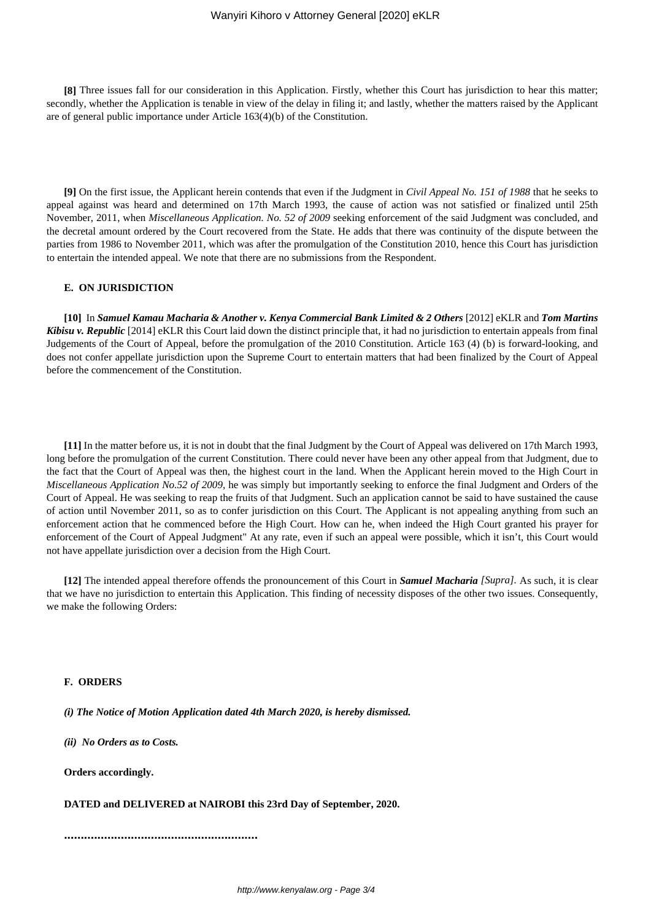**[8]** Three issues fall for our consideration in this Application. Firstly, whether this Court has jurisdiction to hear this matter; secondly, whether the Application is tenable in view of the delay in filing it; and lastly, whether the matters raised by the Applicant are of general public importance under Article 163(4)(b) of the Constitution.

**[9]** On the first issue, the Applicant herein contends that even if the Judgment in *Civil Appeal No. 151 of 1988* that he seeks to appeal against was heard and determined on 17th March 1993, the cause of action was not satisfied or finalized until 25th November, 2011, when *Miscellaneous Application. No. 52 of 2009* seeking enforcement of the said Judgment was concluded, and the decretal amount ordered by the Court recovered from the State. He adds that there was continuity of the dispute between the parties from 1986 to November 2011, which was after the promulgation of the Constitution 2010, hence this Court has jurisdiction to entertain the intended appeal. We note that there are no submissions from the Respondent.

**E. ON JURISDICTION**

**[10]** In ***Samuel Kamau Macharia & Another v. Kenya Commercial Bank Limited & 2 Others*** [2012] eKLR and ***Tom Martins Kibisu v. Republic*** [2014] eKLR this Court laid down the distinct principle that, it had no jurisdiction to entertain appeals from final Judgements of the Court of Appeal, before the promulgation of the 2010 Constitution. Article 163 (4) (b) is forward-looking, and does not confer appellate jurisdiction upon the Supreme Court to entertain matters that had been finalized by the Court of Appeal before the commencement of the Constitution.

**[11]** In the matter before us, it is not in doubt that the final Judgment by the Court of Appeal was delivered on 17th March 1993, long before the promulgation of the current Constitution. There could never have been any other appeal from that Judgment, due to the fact that the Court of Appeal was then, the highest court in the land. When the Applicant herein moved to the High Court in *Miscellaneous Application No.52 of 2009*, he was simply but importantly seeking to enforce the final Judgment and Orders of the Court of Appeal. He was seeking to reap the fruits of that Judgment. Such an application cannot be said to have sustained the cause of action until November 2011, so as to confer jurisdiction on this Court. The Applicant is not appealing anything from such an enforcement action that he commenced before the High Court. How can he, when indeed the High Court granted his prayer for enforcement of the Court of Appeal Judgment" At any rate, even if such an appeal were possible, which it isn't, this Court would not have appellate jurisdiction over a decision from the High Court.

**[12]** The intended appeal therefore offends the pronouncement of this Court in ***Samuel Macharia*** *[Supra]*. As such, it is clear that we have no jurisdiction to entertain this Application. This finding of necessity disposes of the other two issues. Consequently, we make the following Orders:

**F. ORDERS**

***(i) The Notice of Motion Application dated 4th March 2020, is hereby dismissed.***

***(ii) No Orders as to Costs.***

**Orders accordingly.**

**DATED and DELIVERED at NAIROBI this 23rd Day of September, 2020.**

**..........................................................**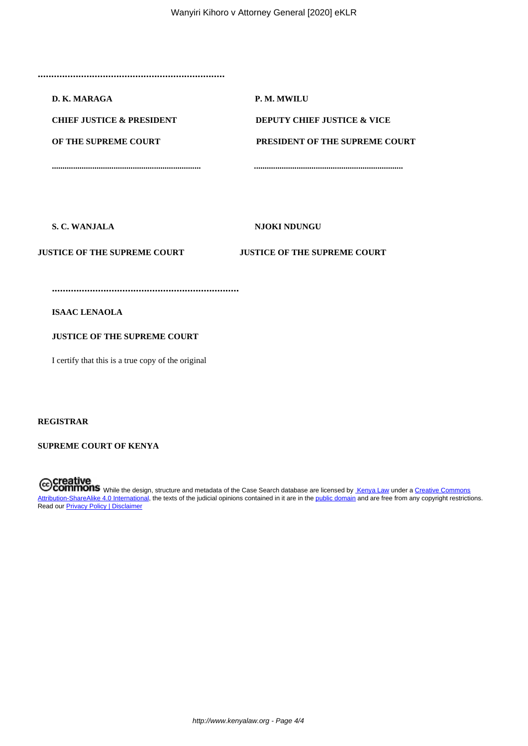**…………………………………………………………**

**D. K. MARAGA**

**CHIEF JUSTICE & PRESIDENT**

**OF THE SUPREME COURT**

**P. M. MWILU**

**DEPUTY CHIEF JUSTICE & VICE**

**PRESIDENT OF THE SUPREME COURT**

**…………………………………………………………**

**…………………………………………………………**

**S. C. WANJALA**

**JUSTICE OF THE SUPREME COURT**

**NJOKI NDUNGU**

**JUSTICE OF THE SUPREME COURT**

**…………………………………………………………**

**ISAAC LENAOLA**

**JUSTICE OF THE SUPREME COURT**

I certify that this is a true copy of the original

**REGISTRAR**

**SUPREME COURT OF KENYA**

While the design, structure and metadata of the Case Search database are licensed by Kenya Law under a Creative Commons Attribution-ShareAlike 4.0 International, the texts of the judicial opinions contained in it are in the public domain and are free from any copyright restrictions. Read our Privacy Policy | Disclaimer